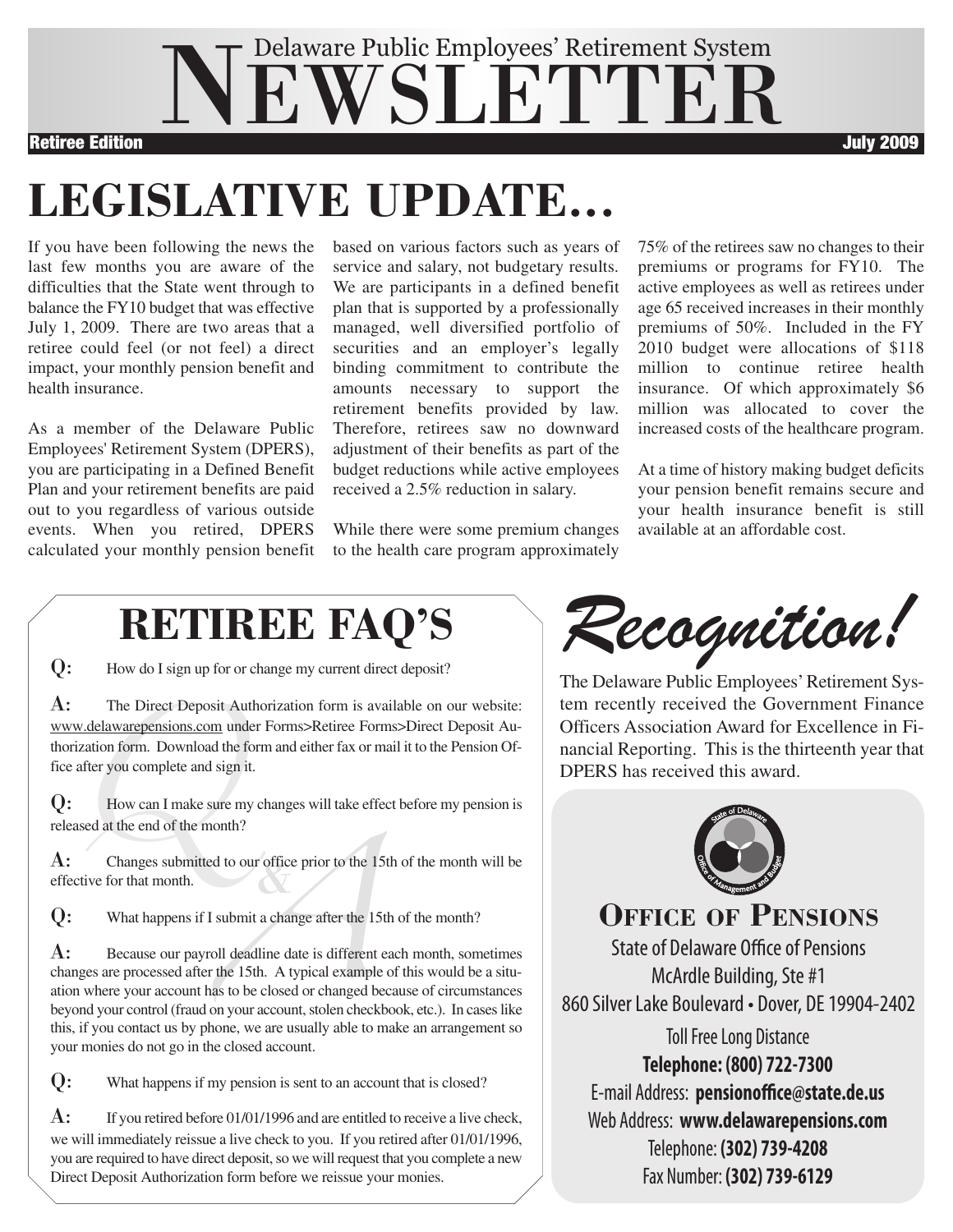# Delaware Public Employees' Retirement System NEWSLETTER

**Retiree Edition** **July 2009**

## LEGISLATIVE UPDATE...

If you have been following the news the last few months you are aware of the difficulties that the State went through to balance the FY10 budget that was effective July 1, 2009. There are two areas that a retiree could feel (or not feel) a direct impact, your monthly pension benefit and health insurance.

As a member of the Delaware Public Employees' Retirement System (DPERS), you are participating in a Defined Benefit Plan and your retirement benefits are paid out to you regardless of various outside events. When you retired, DPERS calculated your monthly pension benefit based on various factors such as years of service and salary, not budgetary results. We are participants in a defined benefit plan that is supported by a professionally managed, well diversified portfolio of securities and an employer's legally binding commitment to contribute the amounts necessary to support the retirement benefits provided by law. Therefore, retirees saw no downward adjustment of their benefits as part of the budget reductions while active employees received a 2.5% reduction in salary.

While there were some premium changes to the health care program approximately 75% of the retirees saw no changes to their premiums or programs for FY10. The active employees as well as retirees under age 65 received increases in their monthly premiums of 50%. Included in the FY 2010 budget were allocations of $118 million to continue retiree health insurance. Of which approximately $6 million was allocated to cover the increased costs of the healthcare program.

At a time of history making budget deficits your pension benefit remains secure and your health insurance benefit is still available at an affordable cost.

## RETIREE FAQ'S

**Q:** How do I sign up for or change my current direct deposit?

**A:** The Direct Deposit Authorization form is available on our website: www.delawarepensions.com under Forms>Retiree Forms>Direct Deposit Authorization form. Download the form and either fax or mail it to the Pension Office after you complete and sign it.

**Q:** How can I make sure my changes will take effect before my pension is released at the end of the month?

**A:** Changes submitted to our office prior to the 15th of the month will be effective for that month.

**Q:** What happens if I submit a change after the 15th of the month?

**A:** Because our payroll deadline date is different each month, sometimes changes are processed after the 15th. A typical example of this would be a situation where your account has to be closed or changed because of circumstances beyond your control (fraud on your account, stolen checkbook, etc.). In cases like this, if you contact us by phone, we are usually able to make an arrangement so your monies do not go in the closed account.

**Q:** What happens if my pension is sent to an account that is closed?

**A:** If you retired before 01/01/1996 and are entitled to receive a live check, we will immediately reissue a live check to you. If you retired after 01/01/1996, you are required to have direct deposit, so we will request that you complete a new Direct Deposit Authorization form before we reissue your monies.

## *Recognition!*

The Delaware Public Employees' Retirement System recently received the Government Finance Officers Association Award for Excellence in Financial Reporting. This is the thirteenth year that DPERS has received this award.

### OFFICE OF PENSIONS

State of Delaware Office of Pensions
McArdle Building, Ste #1
860 Silver Lake Boulevard • Dover, DE 19904-2402

Toll Free Long Distance
**Telephone: (800) 722-7300**
E-mail Address: **pensionoffice@state.de.us**
Web Address: **www.delawarepensions.com**
Telephone: **(302) 739-4208**
Fax Number: **(302) 739-6129**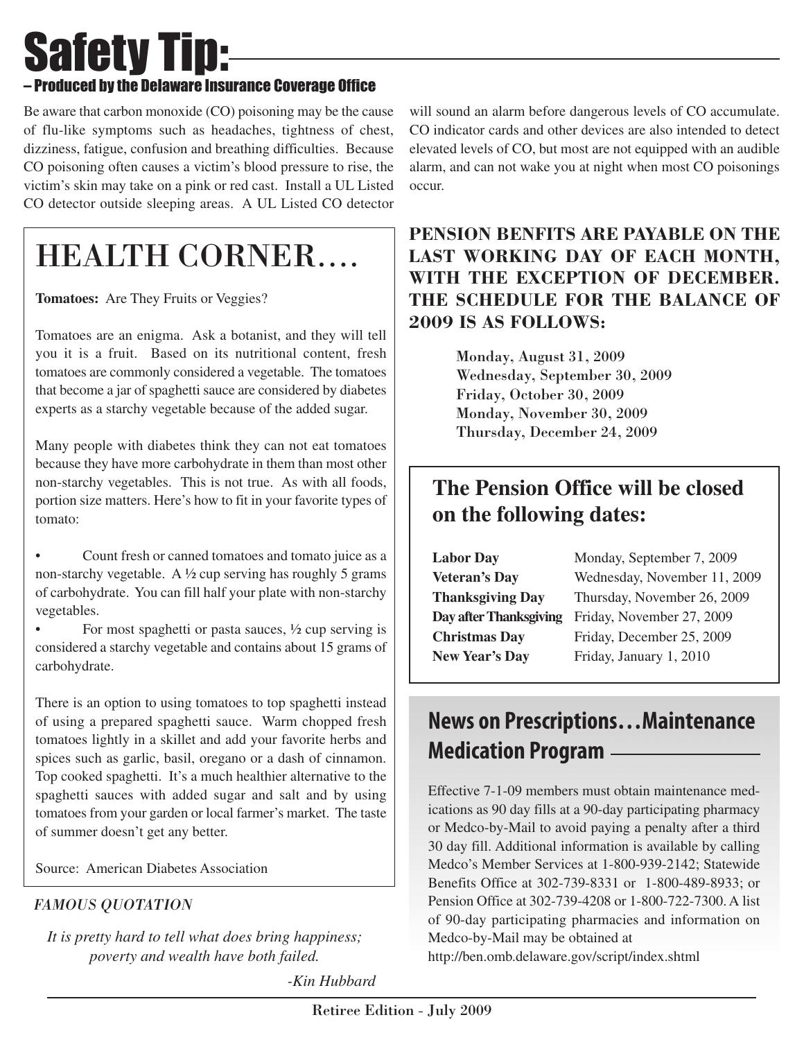# Safety Tip:

## – Produced by the Delaware Insurance Coverage Office

Be aware that carbon monoxide (CO) poisoning may be the cause of flu-like symptoms such as headaches, tightness of chest, dizziness, fatigue, confusion and breathing difficulties. Because CO poisoning often causes a victim's blood pressure to rise, the victim's skin may take on a pink or red cast. Install a UL Listed CO detector outside sleeping areas. A UL Listed CO detector will sound an alarm before dangerous levels of CO accumulate. CO indicator cards and other devices are also intended to detect elevated levels of CO, but most are not equipped with an audible alarm, and can not wake you at night when most CO poisonings occur.

# HEALTH CORNER....

**Tomatoes:** Are They Fruits or Veggies?

Tomatoes are an enigma. Ask a botanist, and they will tell you it is a fruit. Based on its nutritional content, fresh tomatoes are commonly considered a vegetable. The tomatoes that become a jar of spaghetti sauce are considered by diabetes experts as a starchy vegetable because of the added sugar.

Many people with diabetes think they can not eat tomatoes because they have more carbohydrate in them than most other non-starchy vegetables. This is not true. As with all foods, portion size matters. Here's how to fit in your favorite types of tomato:

- Count fresh or canned tomatoes and tomato juice as a non-starchy vegetable. A ½ cup serving has roughly 5 grams of carbohydrate. You can fill half your plate with non-starchy vegetables.
- For most spaghetti or pasta sauces, ½ cup serving is considered a starchy vegetable and contains about 15 grams of carbohydrate.

There is an option to using tomatoes to top spaghetti instead of using a prepared spaghetti sauce. Warm chopped fresh tomatoes lightly in a skillet and add your favorite herbs and spices such as garlic, basil, oregano or a dash of cinnamon. Top cooked spaghetti. It's a much healthier alternative to the spaghetti sauces with added sugar and salt and by using tomatoes from your garden or local farmer's market. The taste of summer doesn't get any better.

Source: American Diabetes Association

*FAMOUS QUOTATION*

*It is pretty hard to tell what does bring happiness; poverty and wealth have both failed.*

*-Kin Hubbard*

**PENSION BENFITS ARE PAYABLE ON THE LAST WORKING DAY OF EACH MONTH, WITH THE EXCEPTION OF DECEMBER. THE SCHEDULE FOR THE BALANCE OF 2009 IS AS FOLLOWS:**

**Monday, August 31, 2009**
**Wednesday, September 30, 2009**
**Friday, October 30, 2009**
**Monday, November 30, 2009**
**Thursday, December 24, 2009**

## The Pension Office will be closed on the following dates:

| | |
|---|---|
| **Labor Day** | Monday, September 7, 2009 |
| **Veteran's Day** | Wednesday, November 11, 2009 |
| **Thanksgiving Day** | Thursday, November 26, 2009 |
| **Day after Thanksgiving** | Friday, November 27, 2009 |
| **Christmas Day** | Friday, December 25, 2009 |
| **New Year's Day** | Friday, January 1, 2010 |

## News on Prescriptions…Maintenance Medication Program

Effective 7-1-09 members must obtain maintenance medications as 90 day fills at a 90-day participating pharmacy or Medco-by-Mail to avoid paying a penalty after a third 30 day fill. Additional information is available by calling Medco's Member Services at 1-800-939-2142; Statewide Benefits Office at 302-739-8331 or 1-800-489-8933; or Pension Office at 302-739-4208 or 1-800-722-7300. A list of 90-day participating pharmacies and information on Medco-by-Mail may be obtained at http://ben.omb.delaware.gov/script/index.shtml